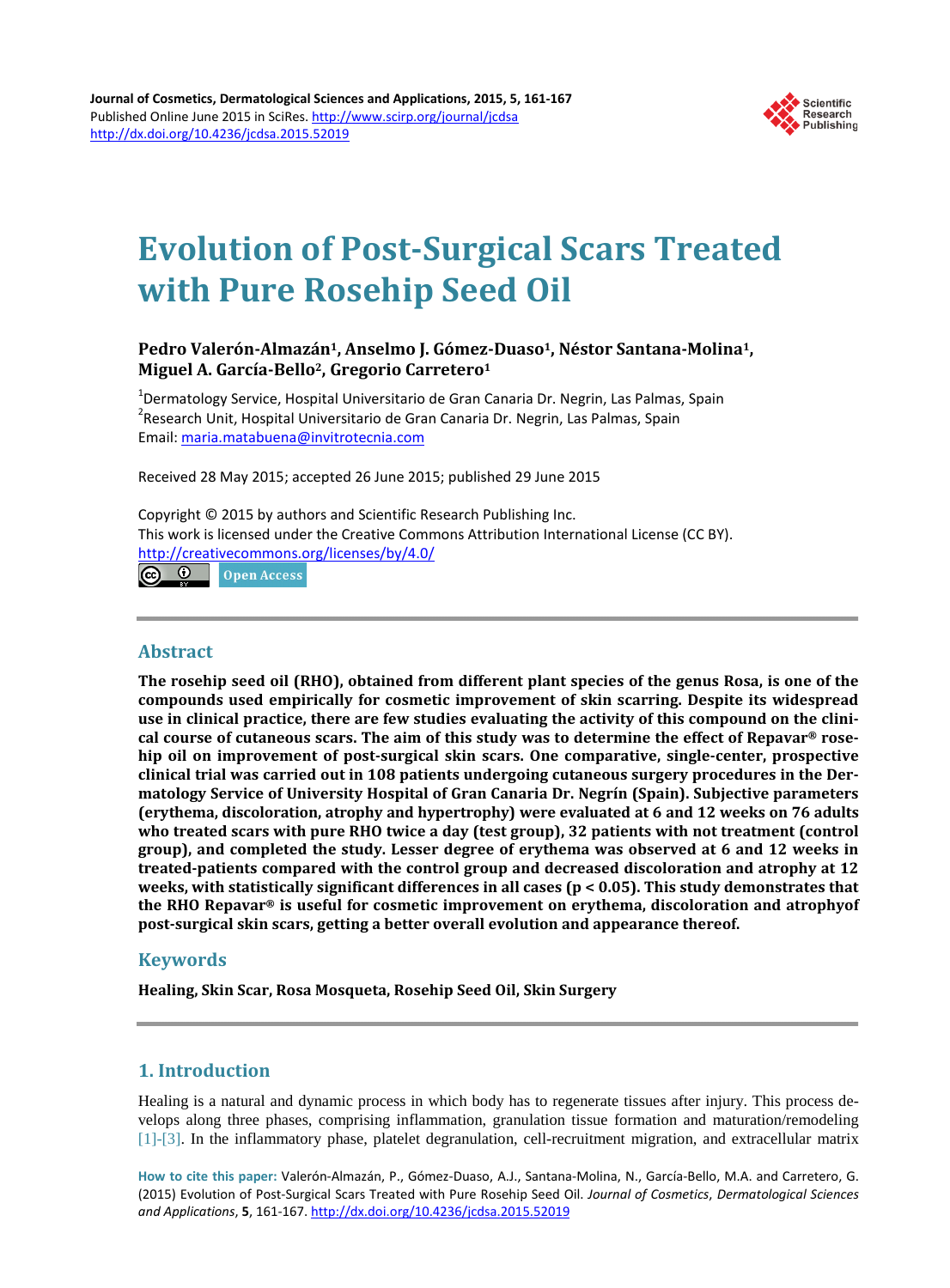Journal of Cosmetics, Dermatological Sciences and Applications, 2015, 5, 161-167
Published Online June 2015 in SciRes. http://www.scirp.org/journal/jcdsa
http://dx.doi.org/10.4236/jcdsa.2015.52019

# Evolution of Post-Surgical Scars Treated with Pure Rosehip Seed Oil

**Pedro Valerón-Almazán[1], Anselmo J. Gómez-Duaso[1], Néstor Santana-Molina[1], Miguel A. García-Bello[2], Gregorio Carretero[1]**

[1]Dermatology Service, Hospital Universitario de Gran Canaria Dr. Negrin, Las Palmas, Spain
[2]Research Unit, Hospital Universitario de Gran Canaria Dr. Negrin, Las Palmas, Spain
Email: maria.matabuena@invitrotecnia.com

Received 28 May 2015; accepted 26 June 2015; published 29 June 2015

Copyright © 2015 by authors and Scientific Research Publishing Inc.
This work is licensed under the Creative Commons Attribution International License (CC BY).
http://creativecommons.org/licenses/by/4.0/

Open Access

## Abstract

**The rosehip seed oil (RHO), obtained from different plant species of the genus Rosa, is one of the compounds used empirically for cosmetic improvement of skin scarring. Despite its widespread use in clinical practice, there are few studies evaluating the activity of this compound on the clinical course of cutaneous scars. The aim of this study was to determine the effect of Repavar® rosehip oil on improvement of post-surgical skin scars. One comparative, single-center, prospective clinical trial was carried out in 108 patients undergoing cutaneous surgery procedures in the Dermatology Service of University Hospital of Gran Canaria Dr. Negrín (Spain). Subjective parameters (erythema, discoloration, atrophy and hypertrophy) were evaluated at 6 and 12 weeks on 76 adults who treated scars with pure RHO twice a day (test group), 32 patients with not treatment (control group), and completed the study. Lesser degree of erythema was observed at 6 and 12 weeks in treated-patients compared with the control group and decreased discoloration and atrophy at 12 weeks, with statistically significant differences in all cases ($p < 0.05$). This study demonstrates that the RHO Repavar® is useful for cosmetic improvement on erythema, discoloration and atrophyof post-surgical skin scars, getting a better overall evolution and appearance thereof.**

## Keywords

**Healing, Skin Scar, Rosa Mosqueta, Rosehip Seed Oil, Skin Surgery**

## 1. Introduction

Healing is a natural and dynamic process in which body has to regenerate tissues after injury. This process develops along three phases, comprising inflammation, granulation tissue formation and maturation/remodeling [1]-[3]. In the inflammatory phase, platelet degranulation, cell-recruitment migration, and extracellular matrix

**How to cite this paper:** Valerón-Almazán, P., Gómez-Duaso, A.J., Santana-Molina, N., García-Bello, M.A. and Carretero, G. (2015) Evolution of Post-Surgical Scars Treated with Pure Rosehip Seed Oil. *Journal of Cosmetics, Dermatological Sciences and Applications*, **5**, 161-167. http://dx.doi.org/10.4236/jcdsa.2015.52019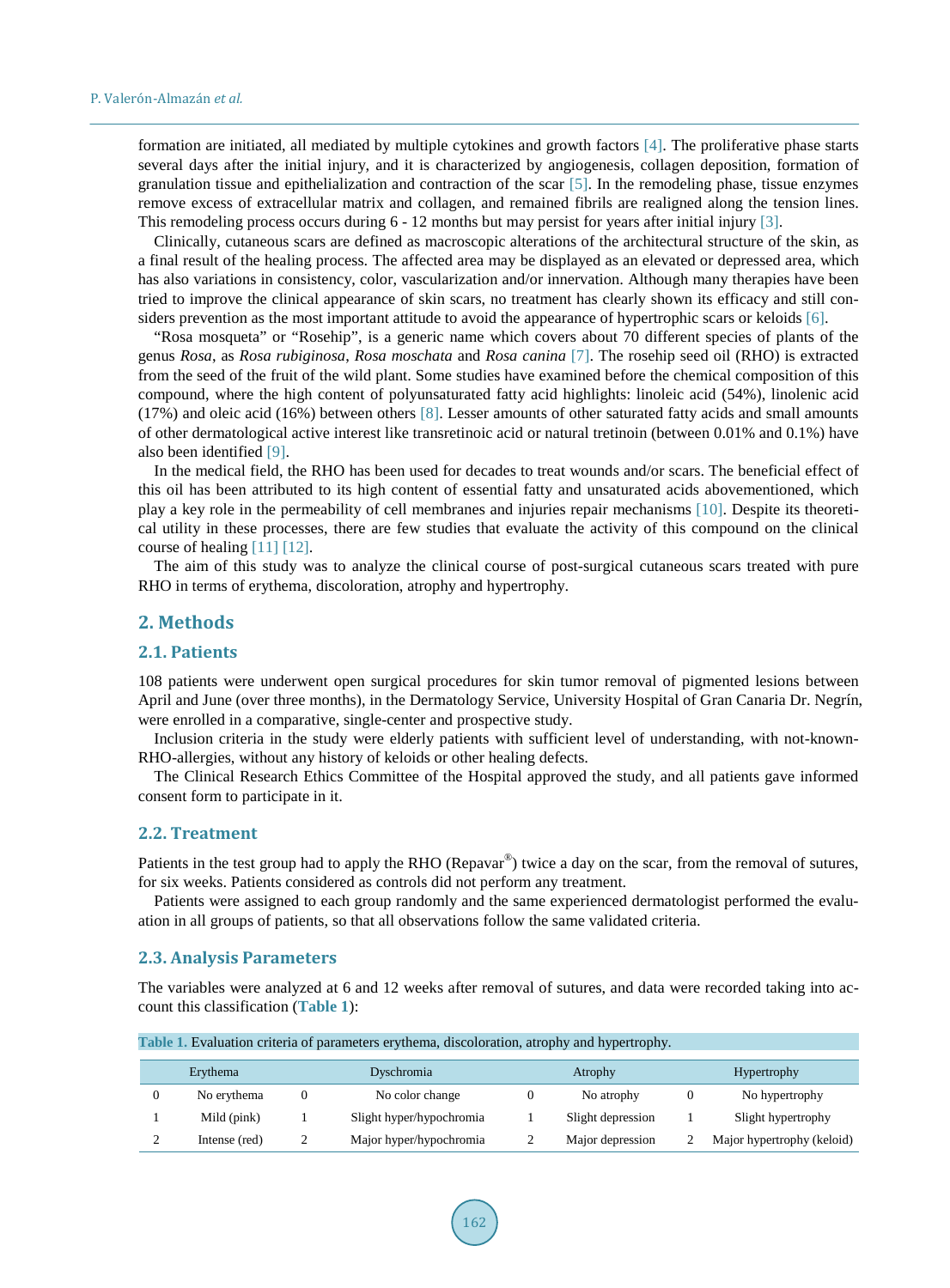formation are initiated, all mediated by multiple cytokines and growth factors [4]. The proliferative phase starts several days after the initial injury, and it is characterized by angiogenesis, collagen deposition, formation of granulation tissue and epithelialization and contraction of the scar [5]. In the remodeling phase, tissue enzymes remove excess of extracellular matrix and collagen, and remained fibrils are realigned along the tension lines. This remodeling process occurs during 6 - 12 months but may persist for years after initial injury [3].

Clinically, cutaneous scars are defined as macroscopic alterations of the architectural structure of the skin, as a final result of the healing process. The affected area may be displayed as an elevated or depressed area, which has also variations in consistency, color, vascularization and/or innervation. Although many therapies have been tried to improve the clinical appearance of skin scars, no treatment has clearly shown its efficacy and still considers prevention as the most important attitude to avoid the appearance of hypertrophic scars or keloids [6].

"Rosa mosqueta" or "Rosehip", is a generic name which covers about 70 different species of plants of the genus *Rosa*, as *Rosa rubiginosa*, *Rosa moschata* and *Rosa canina* [7]. The rosehip seed oil (RHO) is extracted from the seed of the fruit of the wild plant. Some studies have examined before the chemical composition of this compound, where the high content of polyunsaturated fatty acid highlights: linoleic acid (54%), linolenic acid (17%) and oleic acid (16%) between others [8]. Lesser amounts of other saturated fatty acids and small amounts of other dermatological active interest like transretinoic acid or natural tretinoin (between 0.01% and 0.1%) have also been identified [9].

In the medical field, the RHO has been used for decades to treat wounds and/or scars. The beneficial effect of this oil has been attributed to its high content of essential fatty and unsaturated acids abovementioned, which play a key role in the permeability of cell membranes and injuries repair mechanisms [10]. Despite its theoretical utility in these processes, there are few studies that evaluate the activity of this compound on the clinical course of healing [11] [12].

The aim of this study was to analyze the clinical course of post-surgical cutaneous scars treated with pure RHO in terms of erythema, discoloration, atrophy and hypertrophy.

## 2. Methods

### 2.1. Patients

108 patients were underwent open surgical procedures for skin tumor removal of pigmented lesions between April and June (over three months), in the Dermatology Service, University Hospital of Gran Canaria Dr. Negrín, were enrolled in a comparative, single-center and prospective study.

Inclusion criteria in the study were elderly patients with sufficient level of understanding, with not-known-RHO-allergies, without any history of keloids or other healing defects.

The Clinical Research Ethics Committee of the Hospital approved the study, and all patients gave informed consent form to participate in it.

### 2.2. Treatment

Patients in the test group had to apply the RHO (Repavar®) twice a day on the scar, from the removal of sutures, for six weeks. Patients considered as controls did not perform any treatment.

Patients were assigned to each group randomly and the same experienced dermatologist performed the evaluation in all groups of patients, so that all observations follow the same validated criteria.

### 2.3. Analysis Parameters

The variables were analyzed at 6 and 12 weeks after removal of sutures, and data were recorded taking into account this classification (**Table 1**):

**Table 1.** Evaluation criteria of parameters erythema, discoloration, atrophy and hypertrophy.

| Erythema | | Dyschromia | | Atrophy | | Hypertrophy | |
|---|---|---|---|---|---|---|---|
| 0 | No erythema | 0 | No color change | 0 | No atrophy | 0 | No hypertrophy |
| 1 | Mild (pink) | 1 | Slight hyper/hypochromia | 1 | Slight depression | 1 | Slight hypertrophy |
| 2 | Intense (red) | 2 | Major hyper/hypochromia | 2 | Major depression | 2 | Major hypertrophy (keloid) |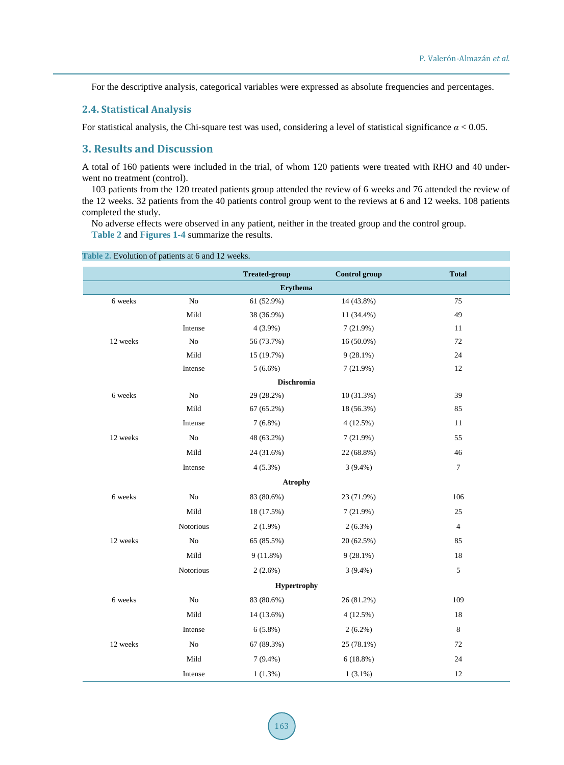For the descriptive analysis, categorical variables were expressed as absolute frequencies and percentages.

### 2.4. Statistical Analysis

For statistical analysis, the Chi-square test was used, considering a level of statistical significance $\alpha < 0.05$.

## 3. Results and Discussion

A total of 160 patients were included in the trial, of whom 120 patients were treated with RHO and 40 underwent no treatment (control).

103 patients from the 120 treated patients group attended the review of 6 weeks and 76 attended the review of the 12 weeks. 32 patients from the 40 patients control group went to the reviews at 6 and 12 weeks. 108 patients completed the study.

No adverse effects were observed in any patient, neither in the treated group and the control group.

**Table 2** and **Figures 1-4** summarize the results.

**Table 2.** Evolution of patients at 6 and 12 weeks.

| | | Treated-group | Control group | Total |
|---|---|---|---|---|
| **Erythema** | | | | |
| 6 weeks | No | 61 (52.9%) | 14 (43.8%) | 75 |
| | Mild | 38 (36.9%) | 11 (34.4%) | 49 |
| | Intense | 4 (3.9%) | 7 (21.9%) | 11 |
| 12 weeks | No | 56 (73.7%) | 16 (50.0%) | 72 |
| | Mild | 15 (19.7%) | 9 (28.1%) | 24 |
| | Intense | 5 (6.6%) | 7 (21.9%) | 12 |
| **Dischromia** | | | | |
| 6 weeks | No | 29 (28.2%) | 10 (31.3%) | 39 |
| | Mild | 67 (65.2%) | 18 (56.3%) | 85 |
| | Intense | 7 (6.8%) | 4 (12.5%) | 11 |
| 12 weeks | No | 48 (63.2%) | 7 (21.9%) | 55 |
| | Mild | 24 (31.6%) | 22 (68.8%) | 46 |
| | Intense | 4 (5.3%) | 3 (9.4%) | 7 |
| **Atrophy** | | | | |
| 6 weeks | No | 83 (80.6%) | 23 (71.9%) | 106 |
| | Mild | 18 (17.5%) | 7 (21.9%) | 25 |
| | Notorious | 2 (1.9%) | 2 (6.3%) | 4 |
| 12 weeks | No | 65 (85.5%) | 20 (62.5%) | 85 |
| | Mild | 9 (11.8%) | 9 (28.1%) | 18 |
| | Notorious | 2 (2.6%) | 3 (9.4%) | 5 |
| **Hypertrophy** | | | | |
| 6 weeks | No | 83 (80.6%) | 26 (81.2%) | 109 |
| | Mild | 14 (13.6%) | 4 (12.5%) | 18 |
| | Intense | 6 (5.8%) | 2 (6.2%) | 8 |
| 12 weeks | No | 67 (89.3%) | 25 (78.1%) | 72 |
| | Mild | 7 (9.4%) | 6 (18.8%) | 24 |
| | Intense | 1 (1.3%) | 1 (3.1%) | 12 |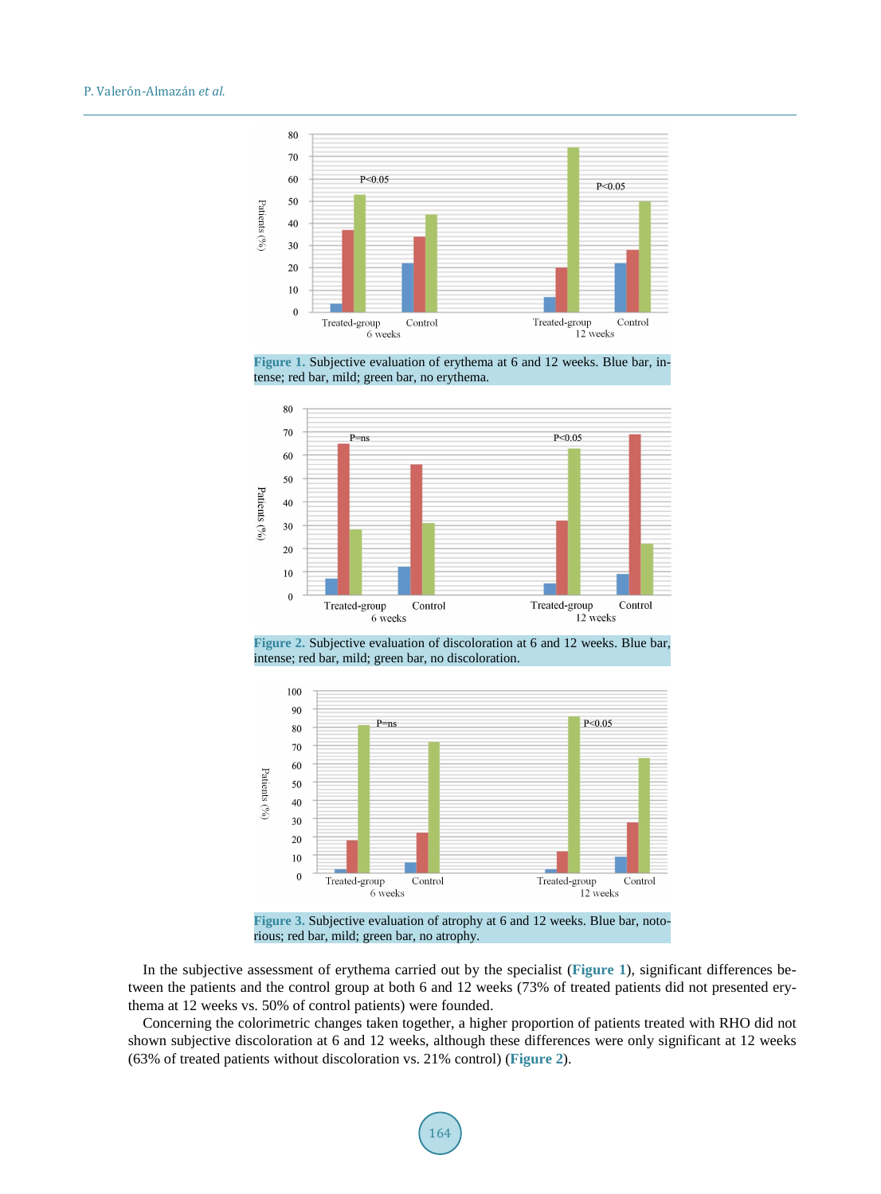Figure 1. Subjective evaluation of erythema at 6 and 12 weeks. Blue bar, intense; red bar, mild; green bar, no erythema.

Figure 2. Subjective evaluation of discoloration at 6 and 12 weeks. Blue bar, intense; red bar, mild; green bar, no discoloration.

Figure 3. Subjective evaluation of atrophy at 6 and 12 weeks. Blue bar, notorious; red bar, mild; green bar, no atrophy.

In the subjective assessment of erythema carried out by the specialist (Figure 1), significant differences between the patients and the control group at both 6 and 12 weeks (73% of treated patients did not presented erythema at 12 weeks vs. 50% of control patients) were founded.

Concerning the colorimetric changes taken together, a higher proportion of patients treated with RHO did not shown subjective discoloration at 6 and 12 weeks, although these differences were only significant at 12 weeks (63% of treated patients without discoloration vs. 21% control) (Figure 2).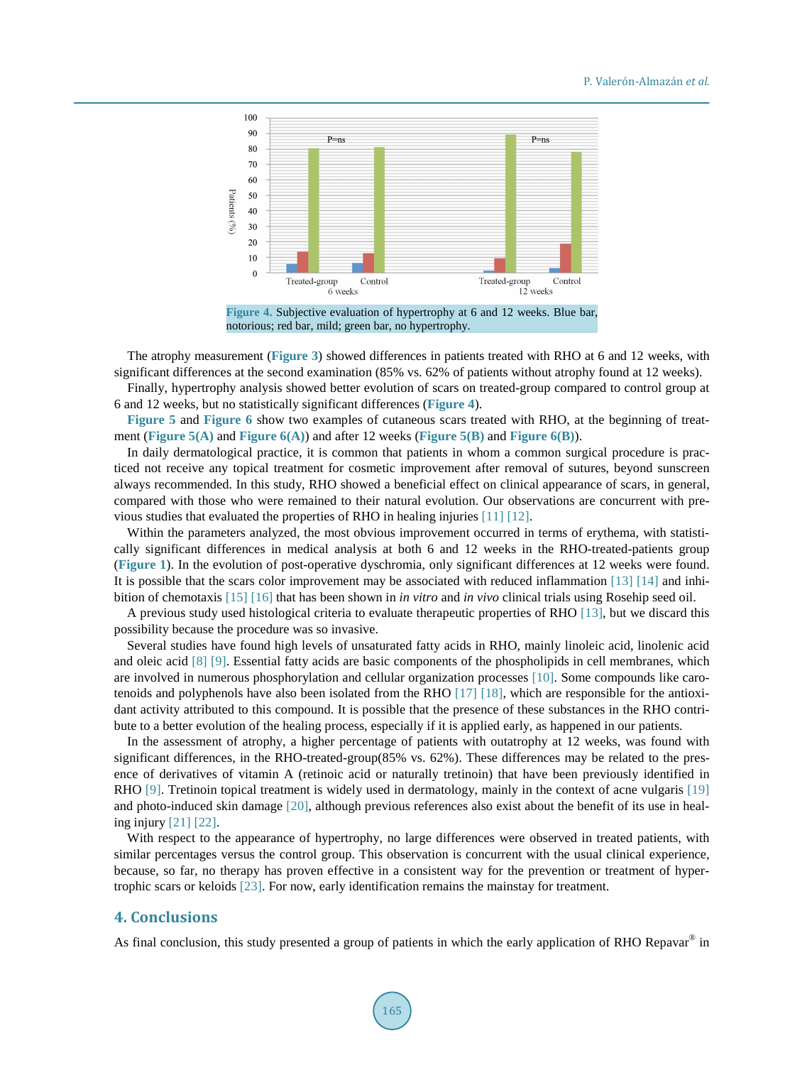Figure 4. Subjective evaluation of hypertrophy at 6 and 12 weeks. Blue bar, notorious; red bar, mild; green bar, no hypertrophy.

The atrophy measurement (Figure 3) showed differences in patients treated with RHO at 6 and 12 weeks, with significant differences at the second examination (85% vs. 62% of patients without atrophy found at 12 weeks).

Finally, hypertrophy analysis showed better evolution of scars on treated-group compared to control group at 6 and 12 weeks, but no statistically significant differences (Figure 4).

Figure 5 and Figure 6 show two examples of cutaneous scars treated with RHO, at the beginning of treatment (Figure 5(A) and Figure 6(A)) and after 12 weeks (Figure 5(B) and Figure 6(B)).

In daily dermatological practice, it is common that patients in whom a common surgical procedure is practiced not receive any topical treatment for cosmetic improvement after removal of sutures, beyond sunscreen always recommended. In this study, RHO showed a beneficial effect on clinical appearance of scars, in general, compared with those who were remained to their natural evolution. Our observations are concurrent with previous studies that evaluated the properties of RHO in healing injuries [11] [12].

Within the parameters analyzed, the most obvious improvement occurred in terms of erythema, with statistically significant differences in medical analysis at both 6 and 12 weeks in the RHO-treated-patients group (Figure 1). In the evolution of post-operative dyschromia, only significant differences at 12 weeks were found. It is possible that the scars color improvement may be associated with reduced inflammation [13] [14] and inhibition of chemotaxis [15] [16] that has been shown in *in vitro* and *in vivo* clinical trials using Rosehip seed oil.

A previous study used histological criteria to evaluate therapeutic properties of RHO [13], but we discard this possibility because the procedure was so invasive.

Several studies have found high levels of unsaturated fatty acids in RHO, mainly linoleic acid, linolenic acid and oleic acid [8] [9]. Essential fatty acids are basic components of the phospholipids in cell membranes, which are involved in numerous phosphorylation and cellular organization processes [10]. Some compounds like carotenoids and polyphenols have also been isolated from the RHO [17] [18], which are responsible for the antioxidant activity attributed to this compound. It is possible that the presence of these substances in the RHO contribute to a better evolution of the healing process, especially if it is applied early, as happened in our patients.

In the assessment of atrophy, a higher percentage of patients with outatrophy at 12 weeks, was found with significant differences, in the RHO-treated-group(85% vs. 62%). These differences may be related to the presence of derivatives of vitamin A (retinoic acid or naturally tretinoin) that have been previously identified in RHO [9]. Tretinoin topical treatment is widely used in dermatology, mainly in the context of acne vulgaris [19] and photo-induced skin damage [20], although previous references also exist about the benefit of its use in healing injury [21] [22].

With respect to the appearance of hypertrophy, no large differences were observed in treated patients, with similar percentages versus the control group. This observation is concurrent with the usual clinical experience, because, so far, no therapy has proven effective in a consistent way for the prevention or treatment of hypertrophic scars or keloids [23]. For now, early identification remains the mainstay for treatment.

## 4. Conclusions

As final conclusion, this study presented a group of patients in which the early application of RHO Repavar® in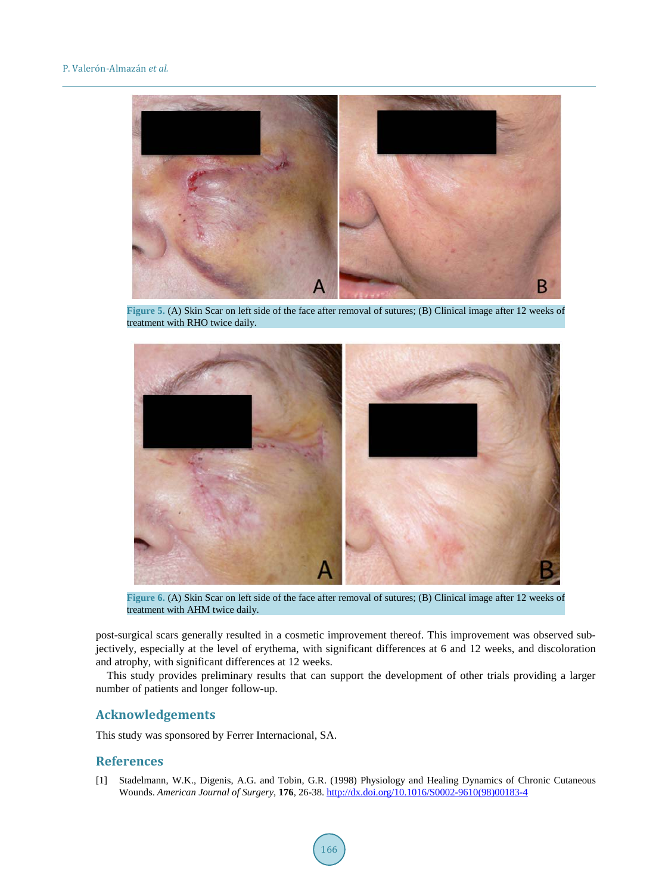Figure 5. (A) Skin Scar on left side of the face after removal of sutures; (B) Clinical image after 12 weeks of treatment with RHO twice daily.

Figure 6. (A) Skin Scar on left side of the face after removal of sutures; (B) Clinical image after 12 weeks of treatment with AHM twice daily.

post-surgical scars generally resulted in a cosmetic improvement thereof. This improvement was observed subjectively, especially at the level of erythema, with significant differences at 6 and 12 weeks, and discoloration and atrophy, with significant differences at 12 weeks.

This study provides preliminary results that can support the development of other trials providing a larger number of patients and longer follow-up.

## Acknowledgements

This study was sponsored by Ferrer Internacional, SA.

## References

[1] Stadelmann, W.K., Digenis, A.G. and Tobin, G.R. (1998) Physiology and Healing Dynamics of Chronic Cutaneous Wounds. *American Journal of Surgery*, **176**, 26-38. http://dx.doi.org/10.1016/S0002-9610(98)00183-4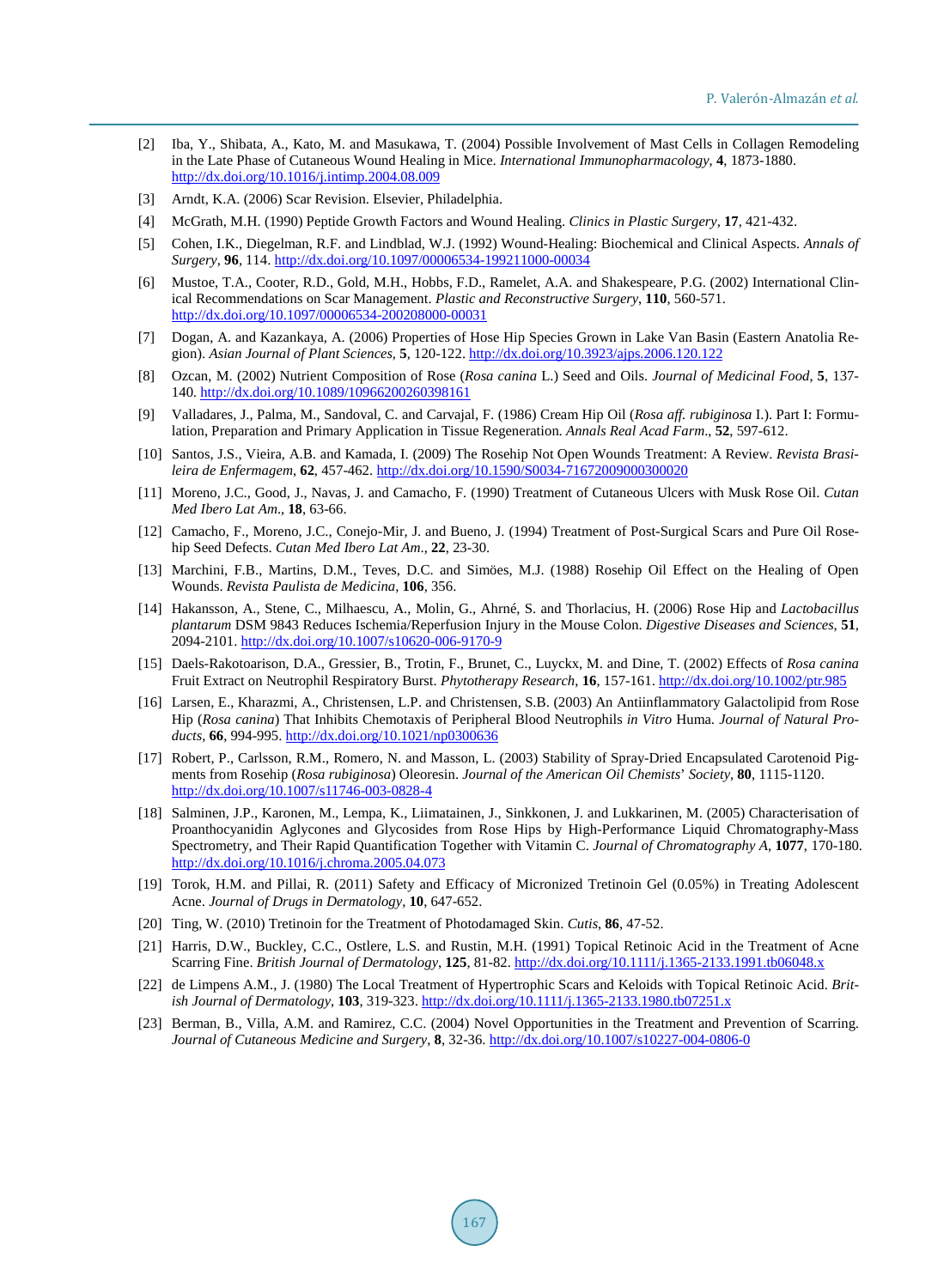[2] Iba, Y., Shibata, A., Kato, M. and Masukawa, T. (2004) Possible Involvement of Mast Cells in Collagen Remodeling in the Late Phase of Cutaneous Wound Healing in Mice. *International Immunopharmacology*, **4**, 1873-1880. http://dx.doi.org/10.1016/j.intimp.2004.08.009

[3] Arndt, K.A. (2006) Scar Revision. Elsevier, Philadelphia.

[4] McGrath, M.H. (1990) Peptide Growth Factors and Wound Healing. *Clinics in Plastic Surgery*, **17**, 421-432.

[5] Cohen, I.K., Diegelman, R.F. and Lindblad, W.J. (1992) Wound-Healing: Biochemical and Clinical Aspects. *Annals of Surgery*, **96**, 114. http://dx.doi.org/10.1097/00006534-199211000-00034

[6] Mustoe, T.A., Cooter, R.D., Gold, M.H., Hobbs, F.D., Ramelet, A.A. and Shakespeare, P.G. (2002) International Clinical Recommendations on Scar Management. *Plastic and Reconstructive Surgery*, **110**, 560-571. http://dx.doi.org/10.1097/00006534-200208000-00031

[7] Dogan, A. and Kazankaya, A. (2006) Properties of Hose Hip Species Grown in Lake Van Basin (Eastern Anatolia Region). *Asian Journal of Plant Sciences*, **5**, 120-122. http://dx.doi.org/10.3923/ajps.2006.120.122

[8] Ozcan, M. (2002) Nutrient Composition of Rose (*Rosa canina* L.) Seed and Oils. *Journal of Medicinal Food*, **5**, 137-140. http://dx.doi.org/10.1089/10966200260398161

[9] Valladares, J., Palma, M., Sandoval, C. and Carvajal, F. (1986) Cream Hip Oil (*Rosa aff. rubiginosa* l.). Part I: Formulation, Preparation and Primary Application in Tissue Regeneration. *Annals Real Acad Farm*., **52**, 597-612.

[10] Santos, J.S., Vieira, A.B. and Kamada, I. (2009) The Rosehip Not Open Wounds Treatment: A Review. *Revista Brasileira de Enfermagem*, **62**, 457-462. http://dx.doi.org/10.1590/S0034-71672009000300020

[11] Moreno, J.C., Good, J., Navas, J. and Camacho, F. (1990) Treatment of Cutaneous Ulcers with Musk Rose Oil. *Cutan Med Ibero Lat Am*., **18**, 63-66.

[12] Camacho, F., Moreno, J.C., Conejo-Mir, J. and Bueno, J. (1994) Treatment of Post-Surgical Scars and Pure Oil Rosehip Seed Defects. *Cutan Med Ibero Lat Am*., **22**, 23-30.

[13] Marchini, F.B., Martins, D.M., Teves, D.C. and Simöes, M.J. (1988) Rosehip Oil Effect on the Healing of Open Wounds. *Revista Paulista de Medicina*, **106**, 356.

[14] Hakansson, A., Stene, C., Milhaescu, A., Molin, G., Ahrné, S. and Thorlacius, H. (2006) Rose Hip and *Lactobacillus plantarum* DSM 9843 Reduces Ischemia/Reperfusion Injury in the Mouse Colon. *Digestive Diseases and Sciences*, **51**, 2094-2101. http://dx.doi.org/10.1007/s10620-006-9170-9

[15] Daels-Rakotoarison, D.A., Gressier, B., Trotin, F., Brunet, C., Luyckx, M. and Dine, T. (2002) Effects of *Rosa canina* Fruit Extract on Neutrophil Respiratory Burst. *Phytotherapy Research*, **16**, 157-161. http://dx.doi.org/10.1002/ptr.985

[16] Larsen, E., Kharazmi, A., Christensen, L.P. and Christensen, S.B. (2003) An Antiinflammatory Galactolipid from Rose Hip (*Rosa canina*) That Inhibits Chemotaxis of Peripheral Blood Neutrophils *in Vitro* Huma. *Journal of Natural Products*, **66**, 994-995. http://dx.doi.org/10.1021/np0300636

[17] Robert, P., Carlsson, R.M., Romero, N. and Masson, L. (2003) Stability of Spray-Dried Encapsulated Carotenoid Pigments from Rosehip (*Rosa rubiginosa*) Oleoresin. *Journal of the American Oil Chemists' Society*, **80**, 1115-1120. http://dx.doi.org/10.1007/s11746-003-0828-4

[18] Salminen, J.P., Karonen, M., Lempa, K., Liimatainen, J., Sinkkonen, J. and Lukkarinen, M. (2005) Characterisation of Proanthocyanidin Aglycones and Glycosides from Rose Hips by High-Performance Liquid Chromatography-Mass Spectrometry, and Their Rapid Quantification Together with Vitamin C. *Journal of Chromatography A*, **1077**, 170-180. http://dx.doi.org/10.1016/j.chroma.2005.04.073

[19] Torok, H.M. and Pillai, R. (2011) Safety and Efficacy of Micronized Tretinoin Gel (0.05%) in Treating Adolescent Acne. *Journal of Drugs in Dermatology*, **10**, 647-652.

[20] Ting, W. (2010) Tretinoin for the Treatment of Photodamaged Skin. *Cutis*, **86**, 47-52.

[21] Harris, D.W., Buckley, C.C., Ostlere, L.S. and Rustin, M.H. (1991) Topical Retinoic Acid in the Treatment of Acne Scarring Fine. *British Journal of Dermatology*, **125**, 81-82. http://dx.doi.org/10.1111/j.1365-2133.1991.tb06048.x

[22] de Limpens A.M., J. (1980) The Local Treatment of Hypertrophic Scars and Keloids with Topical Retinoic Acid. *British Journal of Dermatology*, **103**, 319-323. http://dx.doi.org/10.1111/j.1365-2133.1980.tb07251.x

[23] Berman, B., Villa, A.M. and Ramirez, C.C. (2004) Novel Opportunities in the Treatment and Prevention of Scarring. *Journal of Cutaneous Medicine and Surgery*, **8**, 32-36. http://dx.doi.org/10.1007/s10227-004-0806-0